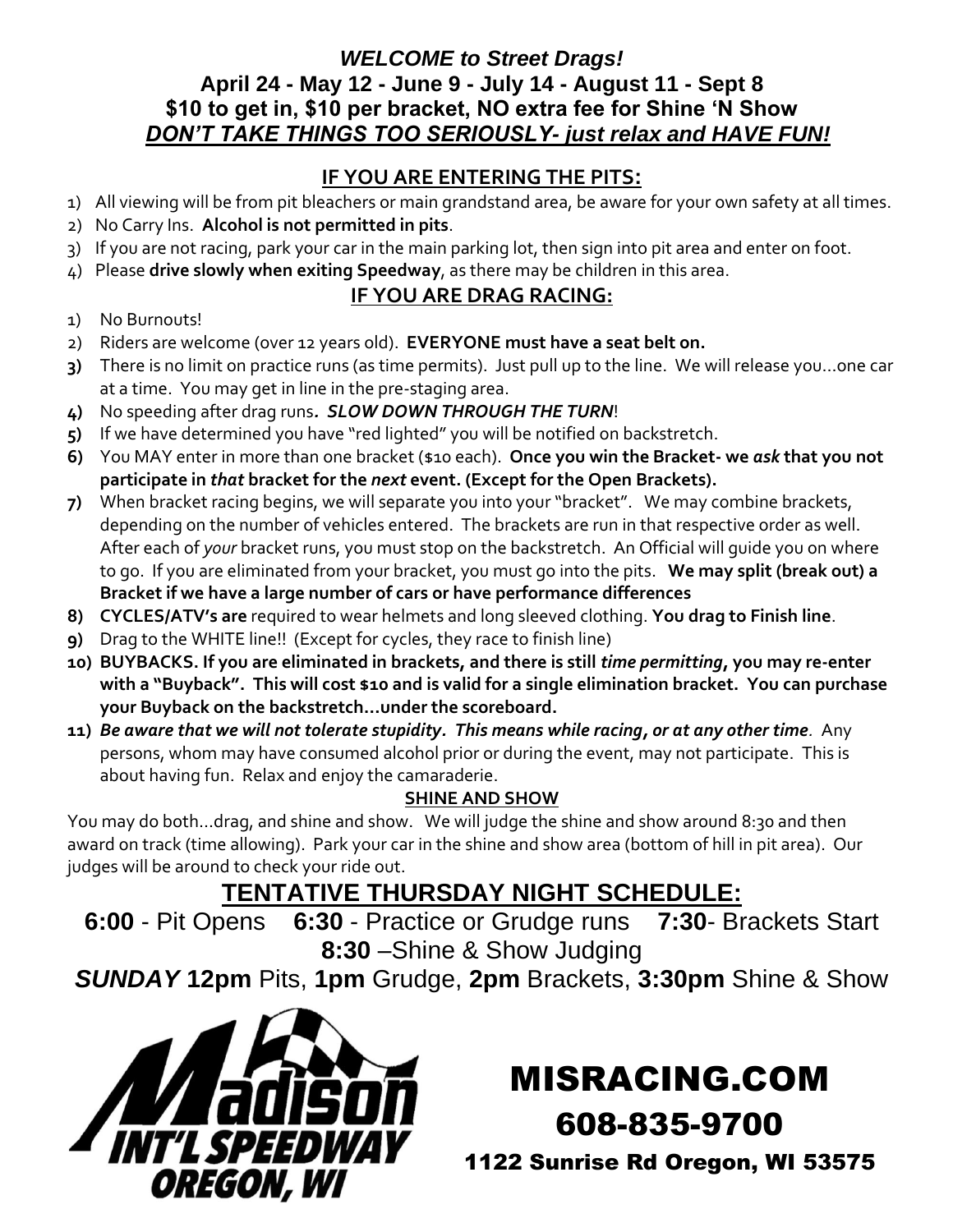***WELCOME to Street Drags!***

**April 24 - May 12 - June 9 - July 14 - August 11 - Sept 8**

**$10 to get in, $10 per bracket, NO extra fee for Shine 'N Show**

***DON'T TAKE THINGS TOO SERIOUSLY- just relax and HAVE FUN!***

## IF YOU ARE ENTERING THE PITS:

1) All viewing will be from pit bleachers or main grandstand area, be aware for your own safety at all times.
2) No Carry Ins. **Alcohol is not permitted in pits**.
3) If you are not racing, park your car in the main parking lot, then sign into pit area and enter on foot.
4) Please **drive slowly when exiting Speedway**, as there may be children in this area.

## IF YOU ARE DRAG RACING:

1) No Burnouts!
2) Riders are welcome (over 12 years old). **EVERYONE must have a seat belt on.**
3) There is no limit on practice runs (as time permits). Just pull up to the line. We will release you…one car at a time. You may get in line in the pre-staging area.
4) No speeding after drag runs***. SLOW DOWN THROUGH THE TURN***!
5) If we have determined you have "red lighted" you will be notified on backstretch.
6) You MAY enter in more than one bracket ($10 each). **Once you win the Bracket- we *ask* that you not participate in *that* bracket for the *next* event. (Except for the Open Brackets).**
7) When bracket racing begins, we will separate you into your "bracket". We may combine brackets, depending on the number of vehicles entered. The brackets are run in that respective order as well. After each of *your* bracket runs, you must stop on the backstretch. An Official will guide you on where to go. If you are eliminated from your bracket, you must go into the pits. **We may split (break out) a Bracket if we have a large number of cars or have performance differences**
8) **CYCLES/ATV's are** required to wear helmets and long sleeved clothing. **You drag to Finish line**.
9) Drag to the WHITE line!! (Except for cycles, they race to finish line)
10) **BUYBACKS. If you are eliminated in brackets, and there is still *time permitting*, you may re-enter with a "Buyback". This will cost $10 and is valid for a single elimination bracket. You can purchase your Buyback on the backstretch…under the scoreboard.**
11) ***Be aware that we will not tolerate stupidity. This means while racing, or at any other time***. Any persons, whom may have consumed alcohol prior or during the event, may not participate. This is about having fun. Relax and enjoy the camaraderie.

### SHINE AND SHOW

You may do both…drag, and shine and show. We will judge the shine and show around 8:30 and then award on track (time allowing). Park your car in the shine and show area (bottom of hill in pit area). Our judges will be around to check your ride out.

## TENTATIVE THURSDAY NIGHT SCHEDULE:

**6:00** - Pit Opens **6:30** - Practice or Grudge runs **7:30**- Brackets Start **8:30** –Shine & Show Judging

***SUNDAY* 12pm** Pits, **1pm** Grudge, **2pm** Brackets, **3:30pm** Shine & Show

Madison INT'L SPEEDWAY OREGON, WI

MISRACING.COM

608-835-9700

1122 Sunrise Rd Oregon, WI 53575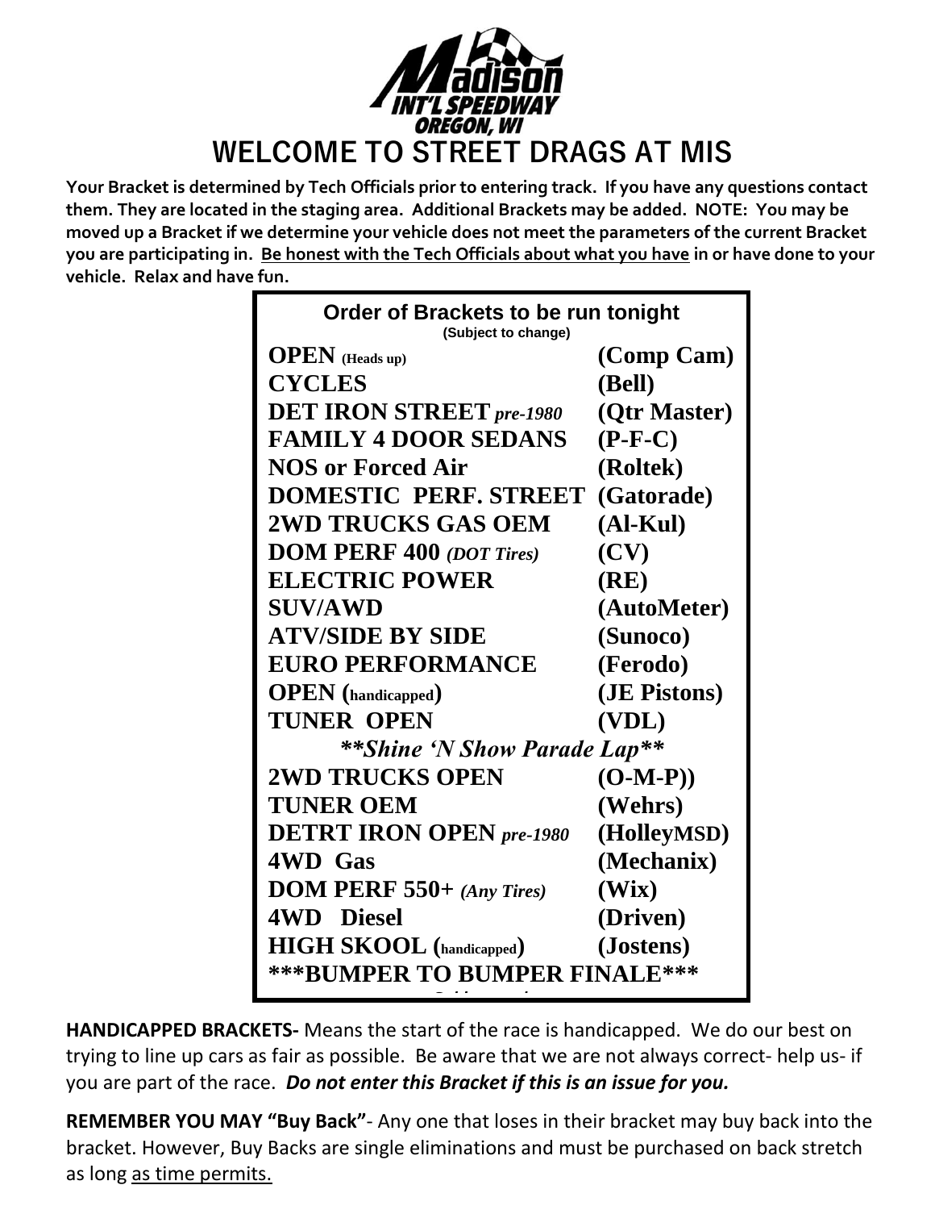Madison INT'L SPEEDWAY OREGON, WI

# WELCOME TO STREET DRAGS AT MIS

**Your Bracket is determined by Tech Officials prior to entering track. If you have any questions contact them. They are located in the staging area. Additional Brackets may be added. NOTE: You may be moved up a Bracket if we determine your vehicle does not meet the parameters of the current Bracket you are participating in. Be honest with the Tech Officials about what you have in or have done to your vehicle. Relax and have fun.**

**Order of Brackets to be run tonight**
**(Subject to change)**

| | |
|---|---|
| **OPEN** (Heads up) | **(Comp Cam)** |
| **CYCLES** | **(Bell)** |
| **DET IRON STREET** *pre-1980* | **(Qtr Master)** |
| **FAMILY 4 DOOR SEDANS** | **(P-F-C)** |
| **NOS or Forced Air** | **(Roltek)** |
| **DOMESTIC PERF. STREET** | **(Gatorade)** |
| **2WD TRUCKS GAS OEM** | **(Al-Kul)** |
| **DOM PERF 400** *(DOT Tires)* | **(CV)** |
| **ELECTRIC POWER** | **(RE)** |
| **SUV/AWD** | **(AutoMeter)** |
| **ATV/SIDE BY SIDE** | **(Sunoco)** |
| **EURO PERFORMANCE** | **(Ferodo)** |
| **OPEN** (handicapped) | **(JE Pistons)** |
| **TUNER OPEN** | **(VDL)** |
| ***\*\*Shine 'N Show Parade Lap\*\**** | |
| **2WD TRUCKS OPEN** | **(O-M-P))** |
| **TUNER OEM** | **(Wehrs)** |
| **DETRT IRON OPEN** *pre-1980* | **(HolleyMSD)** |
| **4WD Gas** | **(Mechanix)** |
| **DOM PERF 550+** *(Any Tires)* | **(Wix)** |
| **4WD Diesel** | **(Driven)** |
| **HIGH SKOOL** (handicapped) | **(Jostens)** |
| **\*\*\*BUMPER TO BUMPER FINALE\*\*\*** | |

**HANDICAPPED BRACKETS-** Means the start of the race is handicapped. We do our best on trying to line up cars as fair as possible. Be aware that we are not always correct- help us- if you are part of the race. ***Do not enter this Bracket if this is an issue for you.***

**REMEMBER YOU MAY "Buy Back"**- Any one that loses in their bracket may buy back into the bracket. However, Buy Backs are single eliminations and must be purchased on back stretch as long as time permits.